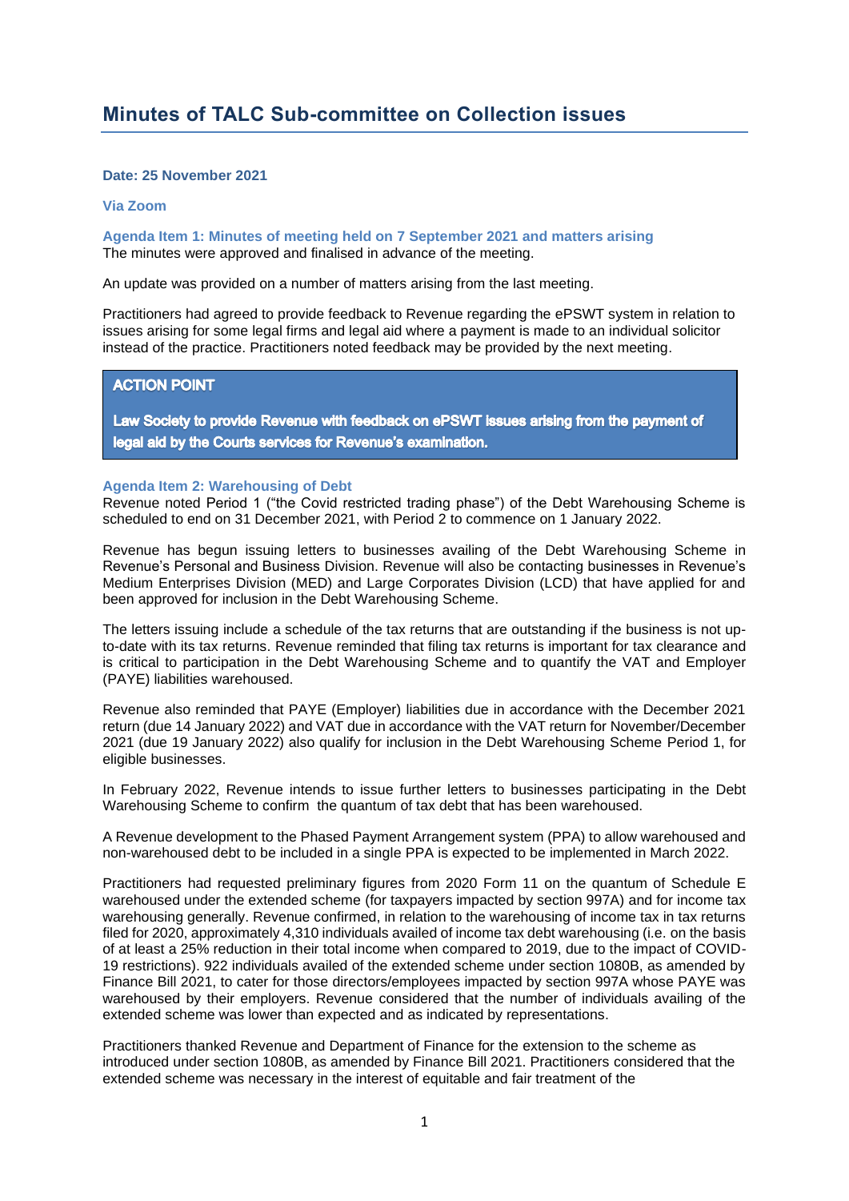# Minutes of TALC Sub-committee on Collection issues

**Date: 25 November 2021**

**Via Zoom**

### Agenda Item 1: Minutes of meeting held on 7 September 2021 and matters arising

The minutes were approved and finalised in advance of the meeting.

An update was provided on a number of matters arising from the last meeting.

Practitioners had agreed to provide feedback to Revenue regarding the ePSWT system in relation to issues arising for some legal firms and legal aid where a payment is made to an individual solicitor instead of the practice. Practitioners noted feedback may be provided by the next meeting.

> **ACTION POINT**
>
> **Law Society to provide Revenue with feedback on ePSWT issues arising from the payment of legal aid by the Courts services for Revenue's examination.**

### Agenda Item 2: Warehousing of Debt

Revenue noted Period 1 ("the Covid restricted trading phase") of the Debt Warehousing Scheme is scheduled to end on 31 December 2021, with Period 2 to commence on 1 January 2022.

Revenue has begun issuing letters to businesses availing of the Debt Warehousing Scheme in Revenue's Personal and Business Division. Revenue will also be contacting businesses in Revenue's Medium Enterprises Division (MED) and Large Corporates Division (LCD) that have applied for and been approved for inclusion in the Debt Warehousing Scheme.

The letters issuing include a schedule of the tax returns that are outstanding if the business is not up-to-date with its tax returns. Revenue reminded that filing tax returns is important for tax clearance and is critical to participation in the Debt Warehousing Scheme and to quantify the VAT and Employer (PAYE) liabilities warehoused.

Revenue also reminded that PAYE (Employer) liabilities due in accordance with the December 2021 return (due 14 January 2022) and VAT due in accordance with the VAT return for November/December 2021 (due 19 January 2022) also qualify for inclusion in the Debt Warehousing Scheme Period 1, for eligible businesses.

In February 2022, Revenue intends to issue further letters to businesses participating in the Debt Warehousing Scheme to confirm the quantum of tax debt that has been warehoused.

A Revenue development to the Phased Payment Arrangement system (PPA) to allow warehoused and non-warehoused debt to be included in a single PPA is expected to be implemented in March 2022.

Practitioners had requested preliminary figures from 2020 Form 11 on the quantum of Schedule E warehoused under the extended scheme (for taxpayers impacted by section 997A) and for income tax warehousing generally. Revenue confirmed, in relation to the warehousing of income tax in tax returns filed for 2020, approximately 4,310 individuals availed of income tax debt warehousing (i.e. on the basis of at least a 25% reduction in their total income when compared to 2019, due to the impact of COVID-19 restrictions). 922 individuals availed of the extended scheme under section 1080B, as amended by Finance Bill 2021, to cater for those directors/employees impacted by section 997A whose PAYE was warehoused by their employers. Revenue considered that the number of individuals availing of the extended scheme was lower than expected and as indicated by representations.

Practitioners thanked Revenue and Department of Finance for the extension to the scheme as introduced under section 1080B, as amended by Finance Bill 2021. Practitioners considered that the extended scheme was necessary in the interest of equitable and fair treatment of the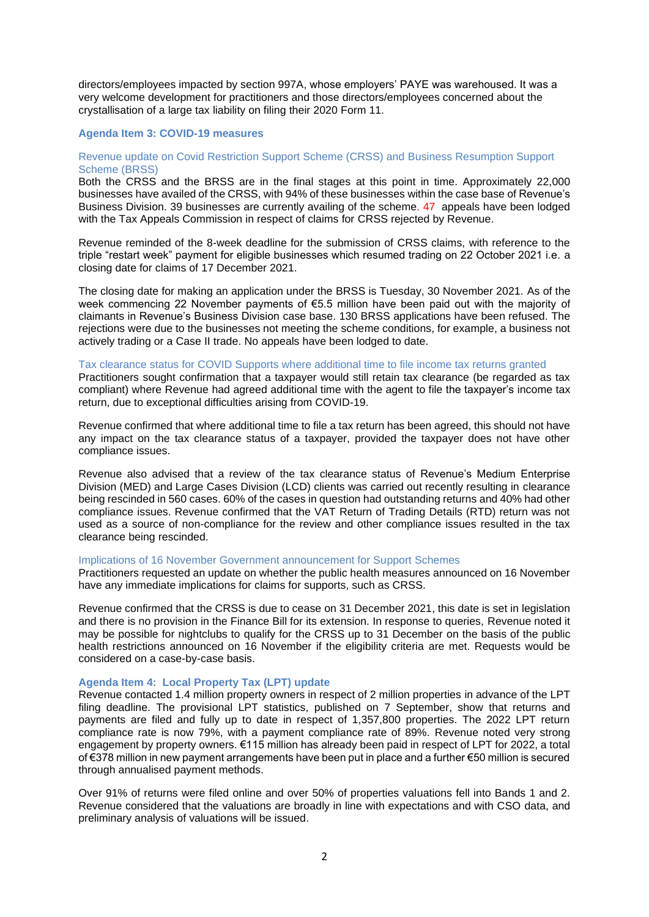directors/employees impacted by section 997A, whose employers' PAYE was warehoused. It was a very welcome development for practitioners and those directors/employees concerned about the crystallisation of a large tax liability on filing their 2020 Form 11.

## Agenda Item 3: COVID-19 measures

### Revenue update on Covid Restriction Support Scheme (CRSS) and Business Resumption Support Scheme (BRSS)

Both the CRSS and the BRSS are in the final stages at this point in time. Approximately 22,000 businesses have availed of the CRSS, with 94% of these businesses within the case base of Revenue's Business Division. 39 businesses are currently availing of the scheme. 47 appeals have been lodged with the Tax Appeals Commission in respect of claims for CRSS rejected by Revenue.

Revenue reminded of the 8-week deadline for the submission of CRSS claims, with reference to the triple "restart week" payment for eligible businesses which resumed trading on 22 October 2021 i.e. a closing date for claims of 17 December 2021.

The closing date for making an application under the BRSS is Tuesday, 30 November 2021. As of the week commencing 22 November payments of €5.5 million have been paid out with the majority of claimants in Revenue's Business Division case base. 130 BRSS applications have been refused. The rejections were due to the businesses not meeting the scheme conditions, for example, a business not actively trading or a Case II trade. No appeals have been lodged to date.

### Tax clearance status for COVID Supports where additional time to file income tax returns granted

Practitioners sought confirmation that a taxpayer would still retain tax clearance (be regarded as tax compliant) where Revenue had agreed additional time with the agent to file the taxpayer's income tax return, due to exceptional difficulties arising from COVID-19.

Revenue confirmed that where additional time to file a tax return has been agreed, this should not have any impact on the tax clearance status of a taxpayer, provided the taxpayer does not have other compliance issues.

Revenue also advised that a review of the tax clearance status of Revenue's Medium Enterprise Division (MED) and Large Cases Division (LCD) clients was carried out recently resulting in clearance being rescinded in 560 cases. 60% of the cases in question had outstanding returns and 40% had other compliance issues. Revenue confirmed that the VAT Return of Trading Details (RTD) return was not used as a source of non-compliance for the review and other compliance issues resulted in the tax clearance being rescinded.

### Implications of 16 November Government announcement for Support Schemes

Practitioners requested an update on whether the public health measures announced on 16 November have any immediate implications for claims for supports, such as CRSS.

Revenue confirmed that the CRSS is due to cease on 31 December 2021, this date is set in legislation and there is no provision in the Finance Bill for its extension. In response to queries, Revenue noted it may be possible for nightclubs to qualify for the CRSS up to 31 December on the basis of the public health restrictions announced on 16 November if the eligibility criteria are met. Requests would be considered on a case-by-case basis.

## Agenda Item 4: Local Property Tax (LPT) update

Revenue contacted 1.4 million property owners in respect of 2 million properties in advance of the LPT filing deadline. The provisional LPT statistics, published on 7 September, show that returns and payments are filed and fully up to date in respect of 1,357,800 properties. The 2022 LPT return compliance rate is now 79%, with a payment compliance rate of 89%. Revenue noted very strong engagement by property owners. €115 million has already been paid in respect of LPT for 2022, a total of €378 million in new payment arrangements have been put in place and a further €50 million is secured through annualised payment methods.

Over 91% of returns were filed online and over 50% of properties valuations fell into Bands 1 and 2. Revenue considered that the valuations are broadly in line with expectations and with CSO data, and preliminary analysis of valuations will be issued.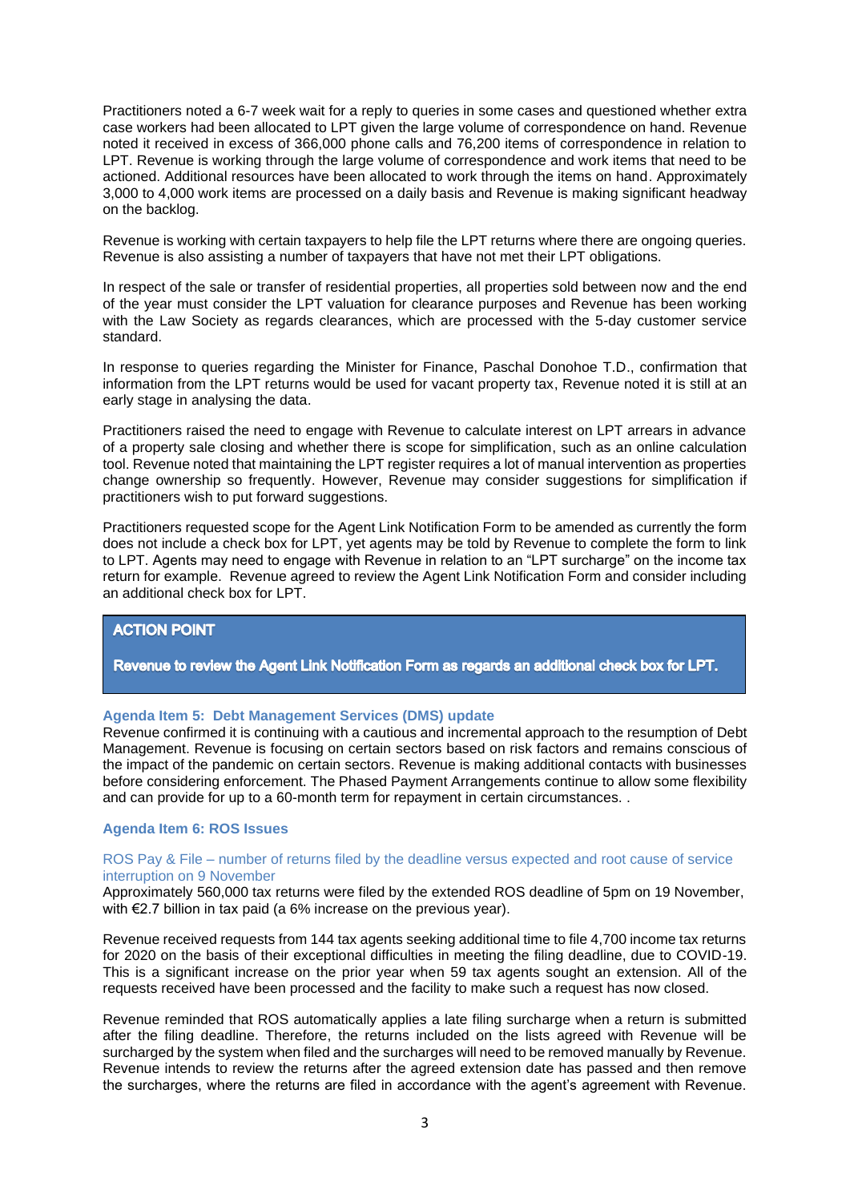Practitioners noted a 6-7 week wait for a reply to queries in some cases and questioned whether extra case workers had been allocated to LPT given the large volume of correspondence on hand. Revenue noted it received in excess of 366,000 phone calls and 76,200 items of correspondence in relation to LPT. Revenue is working through the large volume of correspondence and work items that need to be actioned. Additional resources have been allocated to work through the items on hand. Approximately 3,000 to 4,000 work items are processed on a daily basis and Revenue is making significant headway on the backlog.

Revenue is working with certain taxpayers to help file the LPT returns where there are ongoing queries. Revenue is also assisting a number of taxpayers that have not met their LPT obligations.

In respect of the sale or transfer of residential properties, all properties sold between now and the end of the year must consider the LPT valuation for clearance purposes and Revenue has been working with the Law Society as regards clearances, which are processed with the 5-day customer service standard.

In response to queries regarding the Minister for Finance, Paschal Donohoe T.D., confirmation that information from the LPT returns would be used for vacant property tax, Revenue noted it is still at an early stage in analysing the data.

Practitioners raised the need to engage with Revenue to calculate interest on LPT arrears in advance of a property sale closing and whether there is scope for simplification, such as an online calculation tool. Revenue noted that maintaining the LPT register requires a lot of manual intervention as properties change ownership so frequently. However, Revenue may consider suggestions for simplification if practitioners wish to put forward suggestions.

Practitioners requested scope for the Agent Link Notification Form to be amended as currently the form does not include a check box for LPT, yet agents may be told by Revenue to complete the form to link to LPT. Agents may need to engage with Revenue in relation to an "LPT surcharge" on the income tax return for example. Revenue agreed to review the Agent Link Notification Form and consider including an additional check box for LPT.

> **ACTION POINT**
>
> **Revenue to review the Agent Link Notification Form as regards an additional check box for LPT.**

### Agenda Item 5: Debt Management Services (DMS) update

Revenue confirmed it is continuing with a cautious and incremental approach to the resumption of Debt Management. Revenue is focusing on certain sectors based on risk factors and remains conscious of the impact of the pandemic on certain sectors. Revenue is making additional contacts with businesses before considering enforcement. The Phased Payment Arrangements continue to allow some flexibility and can provide for up to a 60-month term for repayment in certain circumstances. .

### Agenda Item 6: ROS Issues

#### ROS Pay & File – number of returns filed by the deadline versus expected and root cause of service interruption on 9 November

Approximately 560,000 tax returns were filed by the extended ROS deadline of 5pm on 19 November, with €2.7 billion in tax paid (a 6% increase on the previous year).

Revenue received requests from 144 tax agents seeking additional time to file 4,700 income tax returns for 2020 on the basis of their exceptional difficulties in meeting the filing deadline, due to COVID-19. This is a significant increase on the prior year when 59 tax agents sought an extension. All of the requests received have been processed and the facility to make such a request has now closed.

Revenue reminded that ROS automatically applies a late filing surcharge when a return is submitted after the filing deadline. Therefore, the returns included on the lists agreed with Revenue will be surcharged by the system when filed and the surcharges will need to be removed manually by Revenue. Revenue intends to review the returns after the agreed extension date has passed and then remove the surcharges, where the returns are filed in accordance with the agent's agreement with Revenue.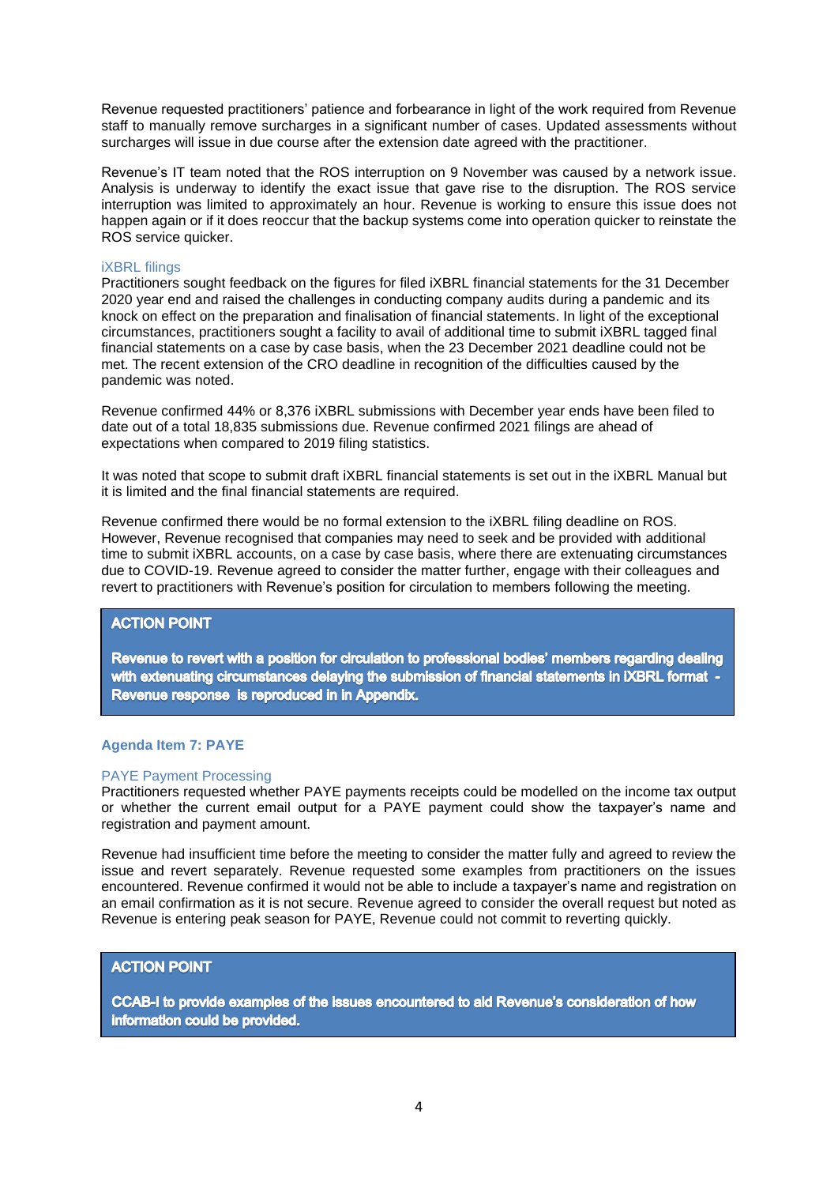Revenue requested practitioners' patience and forbearance in light of the work required from Revenue staff to manually remove surcharges in a significant number of cases. Updated assessments without surcharges will issue in due course after the extension date agreed with the practitioner.

Revenue's IT team noted that the ROS interruption on 9 November was caused by a network issue. Analysis is underway to identify the exact issue that gave rise to the disruption. The ROS service interruption was limited to approximately an hour. Revenue is working to ensure this issue does not happen again or if it does reoccur that the backup systems come into operation quicker to reinstate the ROS service quicker.

### iXBRL filings

Practitioners sought feedback on the figures for filed iXBRL financial statements for the 31 December 2020 year end and raised the challenges in conducting company audits during a pandemic and its knock on effect on the preparation and finalisation of financial statements. In light of the exceptional circumstances, practitioners sought a facility to avail of additional time to submit iXBRL tagged final financial statements on a case by case basis, when the 23 December 2021 deadline could not be met. The recent extension of the CRO deadline in recognition of the difficulties caused by the pandemic was noted.

Revenue confirmed 44% or 8,376 iXBRL submissions with December year ends have been filed to date out of a total 18,835 submissions due. Revenue confirmed 2021 filings are ahead of expectations when compared to 2019 filing statistics.

It was noted that scope to submit draft iXBRL financial statements is set out in the iXBRL Manual but it is limited and the final financial statements are required.

Revenue confirmed there would be no formal extension to the iXBRL filing deadline on ROS. However, Revenue recognised that companies may need to seek and be provided with additional time to submit iXBRL accounts, on a case by case basis, where there are extenuating circumstances due to COVID-19. Revenue agreed to consider the matter further, engage with their colleagues and revert to practitioners with Revenue's position for circulation to members following the meeting.

> **ACTION POINT**
>
> **Revenue to revert with a position for circulation to professional bodies' members regarding dealing with extenuating circumstances delaying the submission of financial statements in iXBRL format - Revenue response is reproduced in in Appendix.**

## Agenda Item 7: PAYE

### PAYE Payment Processing

Practitioners requested whether PAYE payments receipts could be modelled on the income tax output or whether the current email output for a PAYE payment could show the taxpayer's name and registration and payment amount.

Revenue had insufficient time before the meeting to consider the matter fully and agreed to review the issue and revert separately. Revenue requested some examples from practitioners on the issues encountered. Revenue confirmed it would not be able to include a taxpayer's name and registration on an email confirmation as it is not secure. Revenue agreed to consider the overall request but noted as Revenue is entering peak season for PAYE, Revenue could not commit to reverting quickly.

> **ACTION POINT**
>
> **CCAB-I to provide examples of the issues encountered to aid Revenue's consideration of how information could be provided.**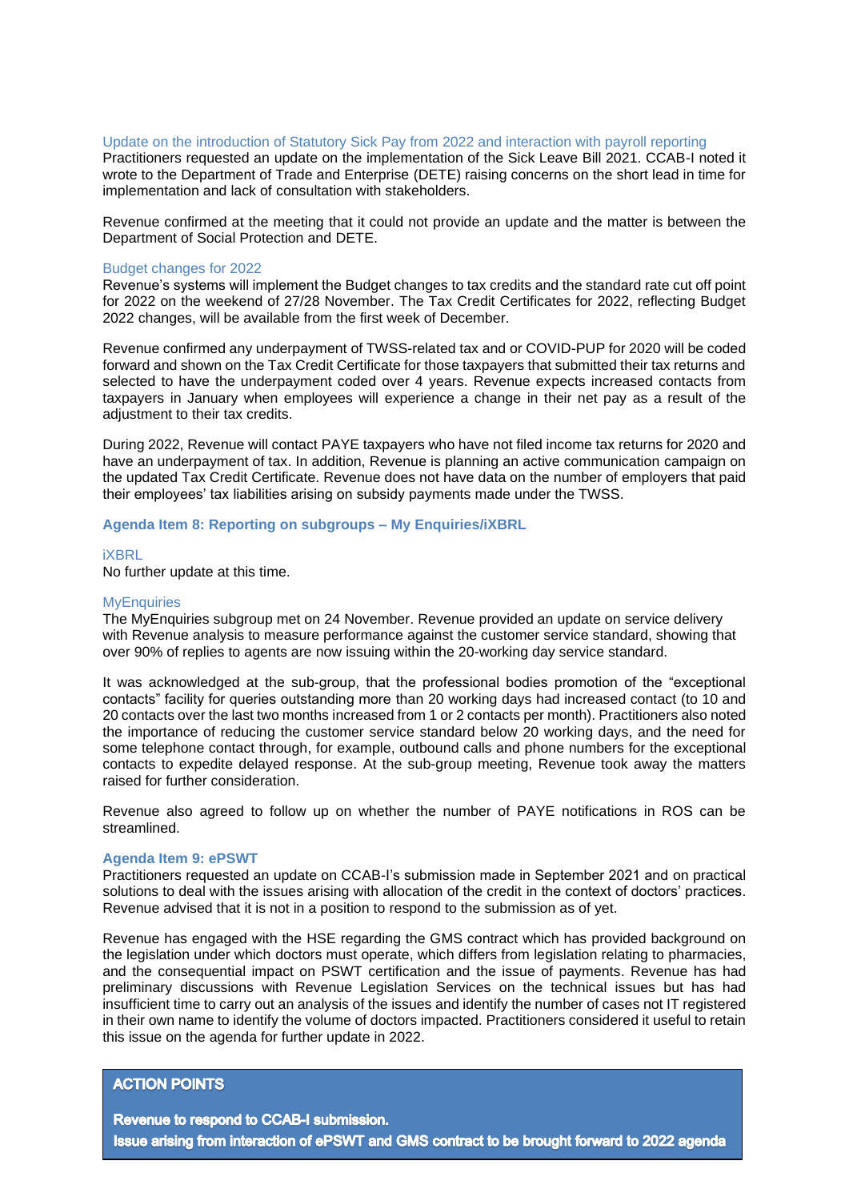### Update on the introduction of Statutory Sick Pay from 2022 and interaction with payroll reporting

Practitioners requested an update on the implementation of the Sick Leave Bill 2021. CCAB-I noted it wrote to the Department of Trade and Enterprise (DETE) raising concerns on the short lead in time for implementation and lack of consultation with stakeholders.

Revenue confirmed at the meeting that it could not provide an update and the matter is between the Department of Social Protection and DETE.

### Budget changes for 2022

Revenue's systems will implement the Budget changes to tax credits and the standard rate cut off point for 2022 on the weekend of 27/28 November. The Tax Credit Certificates for 2022, reflecting Budget 2022 changes, will be available from the first week of December.

Revenue confirmed any underpayment of TWSS-related tax and or COVID-PUP for 2020 will be coded forward and shown on the Tax Credit Certificate for those taxpayers that submitted their tax returns and selected to have the underpayment coded over 4 years. Revenue expects increased contacts from taxpayers in January when employees will experience a change in their net pay as a result of the adjustment to their tax credits.

During 2022, Revenue will contact PAYE taxpayers who have not filed income tax returns for 2020 and have an underpayment of tax. In addition, Revenue is planning an active communication campaign on the updated Tax Credit Certificate. Revenue does not have data on the number of employers that paid their employees' tax liabilities arising on subsidy payments made under the TWSS.

## Agenda Item 8: Reporting on subgroups – My Enquiries/iXBRL

### iXBRL

No further update at this time.

### MyEnquiries

The MyEnquiries subgroup met on 24 November. Revenue provided an update on service delivery with Revenue analysis to measure performance against the customer service standard, showing that over 90% of replies to agents are now issuing within the 20-working day service standard.

It was acknowledged at the sub-group, that the professional bodies promotion of the "exceptional contacts" facility for queries outstanding more than 20 working days had increased contact (to 10 and 20 contacts over the last two months increased from 1 or 2 contacts per month). Practitioners also noted the importance of reducing the customer service standard below 20 working days, and the need for some telephone contact through, for example, outbound calls and phone numbers for the exceptional contacts to expedite delayed response. At the sub-group meeting, Revenue took away the matters raised for further consideration.

Revenue also agreed to follow up on whether the number of PAYE notifications in ROS can be streamlined.

## Agenda Item 9: ePSWT

Practitioners requested an update on CCAB-I's submission made in September 2021 and on practical solutions to deal with the issues arising with allocation of the credit in the context of doctors' practices. Revenue advised that it is not in a position to respond to the submission as of yet.

Revenue has engaged with the HSE regarding the GMS contract which has provided background on the legislation under which doctors must operate, which differs from legislation relating to pharmacies, and the consequential impact on PSWT certification and the issue of payments. Revenue has had preliminary discussions with Revenue Legislation Services on the technical issues but has had insufficient time to carry out an analysis of the issues and identify the number of cases not IT registered in their own name to identify the volume of doctors impacted. Practitioners considered it useful to retain this issue on the agenda for further update in 2022.

**ACTION POINTS**

**Revenue to respond to CCAB-I submission.**
**Issue arising from interaction of ePSWT and GMS contract to be brought forward to 2022 agenda**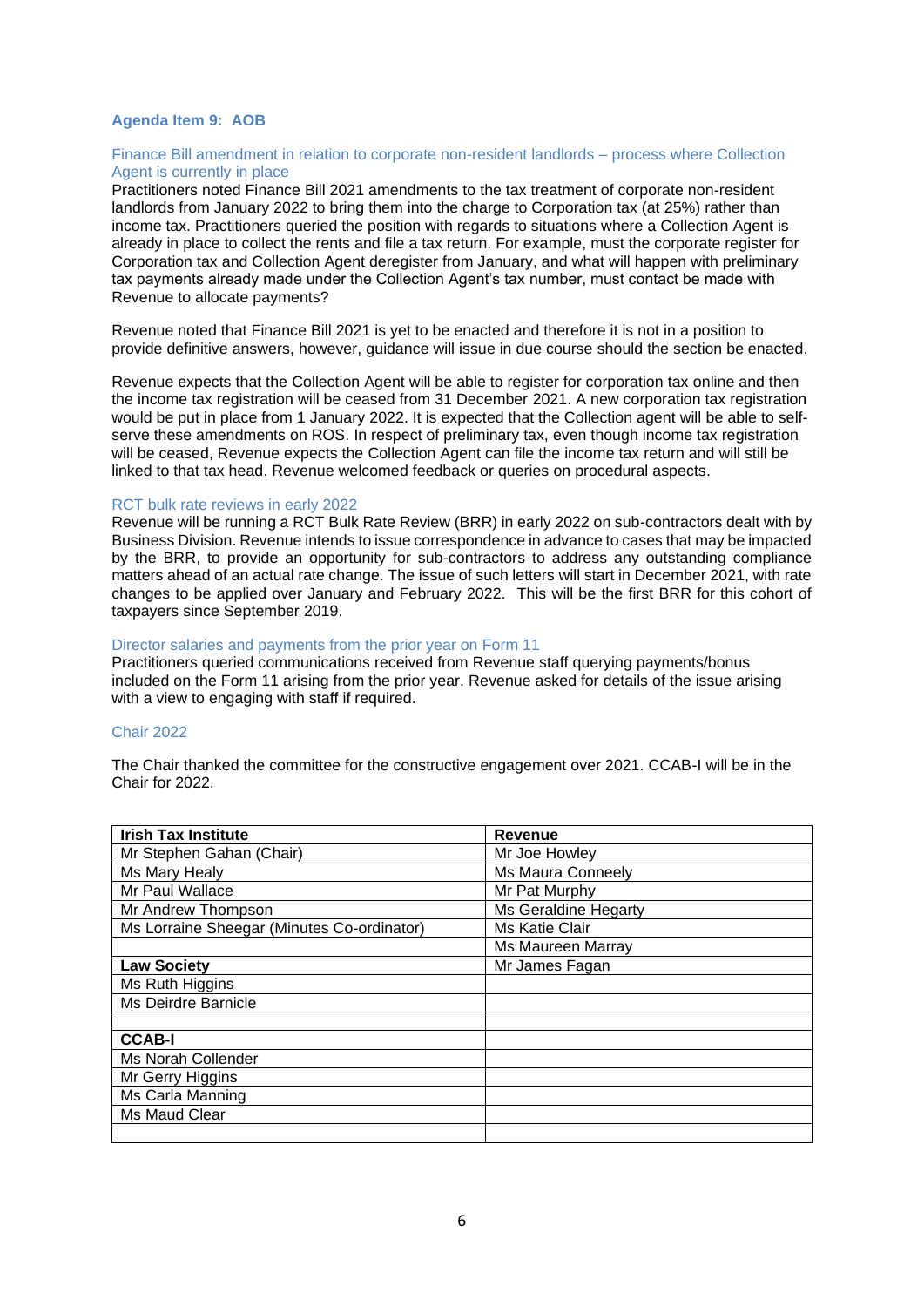### Agenda Item 9: AOB

#### Finance Bill amendment in relation to corporate non-resident landlords – process where Collection Agent is currently in place

Practitioners noted Finance Bill 2021 amendments to the tax treatment of corporate non-resident landlords from January 2022 to bring them into the charge to Corporation tax (at 25%) rather than income tax. Practitioners queried the position with regards to situations where a Collection Agent is already in place to collect the rents and file a tax return. For example, must the corporate register for Corporation tax and Collection Agent deregister from January, and what will happen with preliminary tax payments already made under the Collection Agent's tax number, must contact be made with Revenue to allocate payments?

Revenue noted that Finance Bill 2021 is yet to be enacted and therefore it is not in a position to provide definitive answers, however, guidance will issue in due course should the section be enacted.

Revenue expects that the Collection Agent will be able to register for corporation tax online and then the income tax registration will be ceased from 31 December 2021. A new corporation tax registration would be put in place from 1 January 2022. It is expected that the Collection agent will be able to self-serve these amendments on ROS. In respect of preliminary tax, even though income tax registration will be ceased, Revenue expects the Collection Agent can file the income tax return and will still be linked to that tax head. Revenue welcomed feedback or queries on procedural aspects.

#### RCT bulk rate reviews in early 2022

Revenue will be running a RCT Bulk Rate Review (BRR) in early 2022 on sub-contractors dealt with by Business Division. Revenue intends to issue correspondence in advance to cases that may be impacted by the BRR, to provide an opportunity for sub-contractors to address any outstanding compliance matters ahead of an actual rate change. The issue of such letters will start in December 2021, with rate changes to be applied over January and February 2022. This will be the first BRR for this cohort of taxpayers since September 2019.

#### Director salaries and payments from the prior year on Form 11

Practitioners queried communications received from Revenue staff querying payments/bonus included on the Form 11 arising from the prior year. Revenue asked for details of the issue arising with a view to engaging with staff if required.

#### Chair 2022

The Chair thanked the committee for the constructive engagement over 2021. CCAB-I will be in the Chair for 2022.

| **Irish Tax Institute** | **Revenue** |
|---|---|
| Mr Stephen Gahan (Chair) | Mr Joe Howley |
| Ms Mary Healy | Ms Maura Conneely |
| Mr Paul Wallace | Mr Pat Murphy |
| Mr Andrew Thompson | Ms Geraldine Hegarty |
| Ms Lorraine Sheegar (Minutes Co-ordinator) | Ms Katie Clair |
| | Ms Maureen Marray |
| **Law Society** | Mr James Fagan |
| Ms Ruth Higgins | |
| Ms Deirdre Barnicle | |
| | |
| **CCAB-I** | |
| Ms Norah Collender | |
| Mr Gerry Higgins | |
| Ms Carla Manning | |
| Ms Maud Clear | |
| | |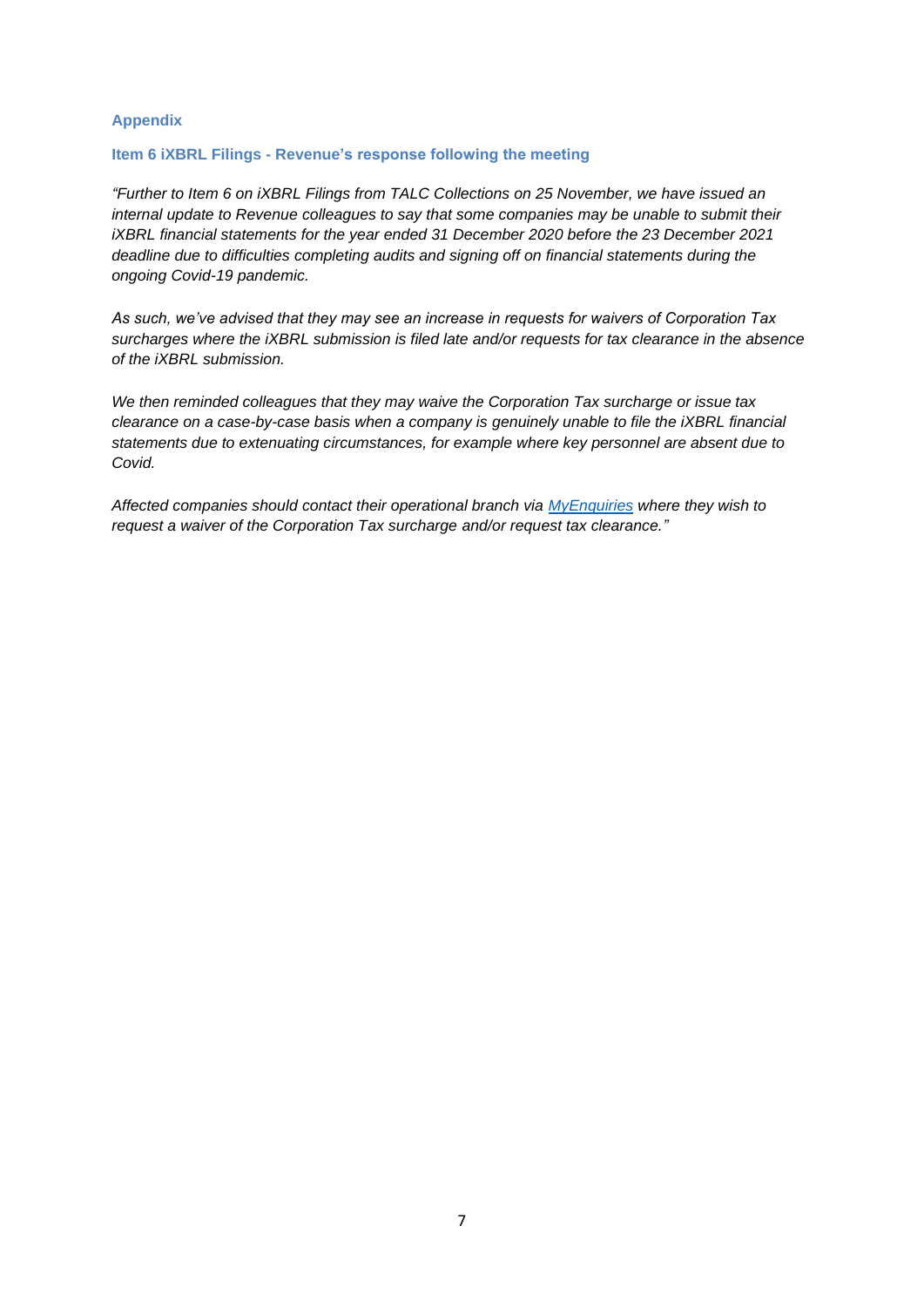## Appendix

### Item 6 iXBRL Filings - Revenue's response following the meeting

*"Further to Item 6 on iXBRL Filings from TALC Collections on 25 November, we have issued an internal update to Revenue colleagues to say that some companies may be unable to submit their iXBRL financial statements for the year ended 31 December 2020 before the 23 December 2021 deadline due to difficulties completing audits and signing off on financial statements during the ongoing Covid-19 pandemic.*

*As such, we've advised that they may see an increase in requests for waivers of Corporation Tax surcharges where the iXBRL submission is filed late and/or requests for tax clearance in the absence of the iXBRL submission.*

*We then reminded colleagues that they may waive the Corporation Tax surcharge or issue tax clearance on a case-by-case basis when a company is genuinely unable to file the iXBRL financial statements due to extenuating circumstances, for example where key personnel are absent due to Covid.*

*Affected companies should contact their operational branch via MyEnquiries where they wish to request a waiver of the Corporation Tax surcharge and/or request tax clearance."*